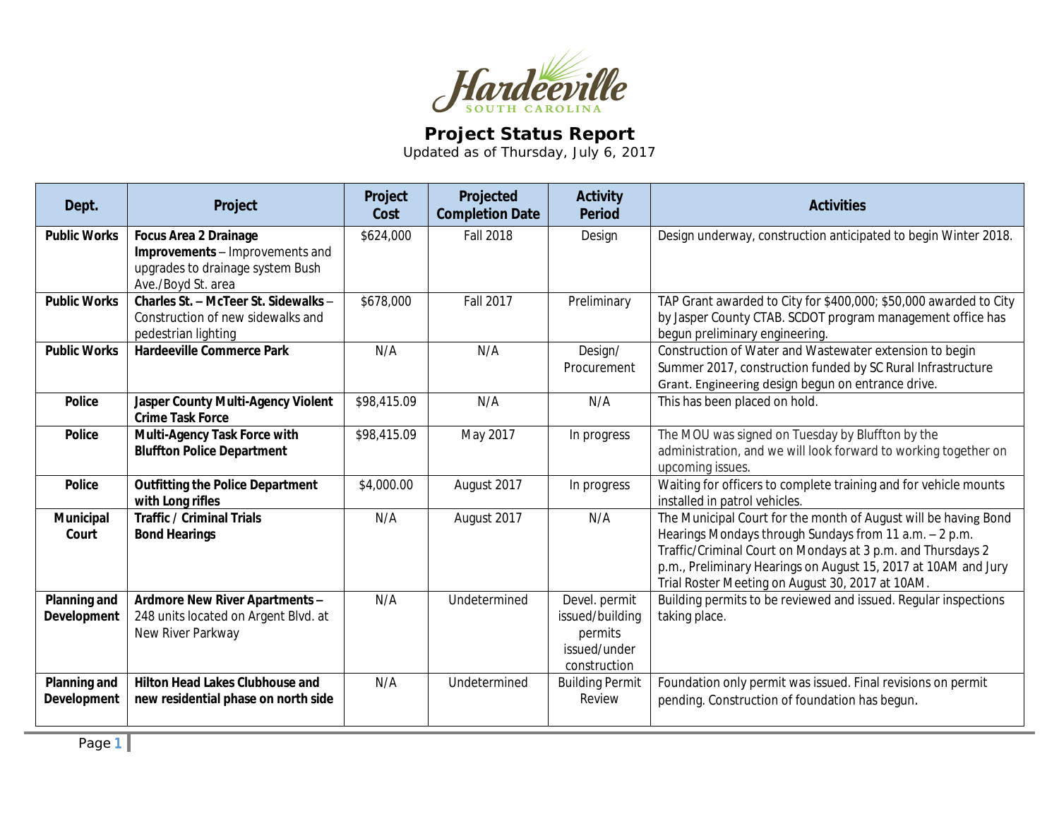# Hardeeville
SOUTH CAROLINA

## Project Status Report

Updated as of Thursday, July 6, 2017

| Dept. | Project | Project Cost | Projected Completion Date | Activity Period | Activities |
|---|---|---|---|---|---|
| **Public Works** | **Focus Area 2 Drainage Improvements** – Improvements and upgrades to drainage system Bush Ave./Boyd St. area | $624,000 | Fall 2018 | Design | Design underway, construction anticipated to begin Winter 2018. |
| **Public Works** | **Charles St. – McTeer St. Sidewalks** – Construction of new sidewalks and pedestrian lighting | $678,000 | Fall 2017 | Preliminary | TAP Grant awarded to City for $400,000; $50,000 awarded to City by Jasper County CTAB. SCDOT program management office has begun preliminary engineering. |
| **Public Works** | **Hardeeville Commerce Park** | N/A | N/A | Design/ Procurement | Construction of Water and Wastewater extension to begin Summer 2017, construction funded by SC Rural Infrastructure Grant. Engineering design begun on entrance drive. |
| **Police** | **Jasper County Multi-Agency Violent Crime Task Force** | $98,415.09 | N/A | N/A | This has been placed on hold. |
| **Police** | **Multi-Agency Task Force with Bluffton Police Department** | $98,415.09 | May 2017 | In progress | The MOU was signed on Tuesday by Bluffton by the administration, and we will look forward to working together on upcoming issues. |
| **Police** | **Outfitting the Police Department with Long rifles** | $4,000.00 | August 2017 | In progress | Waiting for officers to complete training and for vehicle mounts installed in patrol vehicles. |
| **Municipal Court** | **Traffic / Criminal Trials Bond Hearings** | N/A | August 2017 | N/A | The Municipal Court for the month of August will be having Bond Hearings Mondays through Sundays from 11 a.m. – 2 p.m. Traffic/Criminal Court on Mondays at 3 p.m. and Thursdays 2 p.m., Preliminary Hearings on August 15, 2017 at 10AM and Jury Trial Roster Meeting on August 30, 2017 at 10AM. |
| **Planning and Development** | **Ardmore New River Apartments** – 248 units located on Argent Blvd. at New River Parkway | N/A | Undetermined | Devel. permit issued/building permits issued/under construction | Building permits to be reviewed and issued. Regular inspections taking place. |
| **Planning and Development** | **Hilton Head Lakes Clubhouse and new residential phase on north side** | N/A | Undetermined | Building Permit Review | Foundation only permit was issued. Final revisions on permit pending. Construction of foundation has begun. |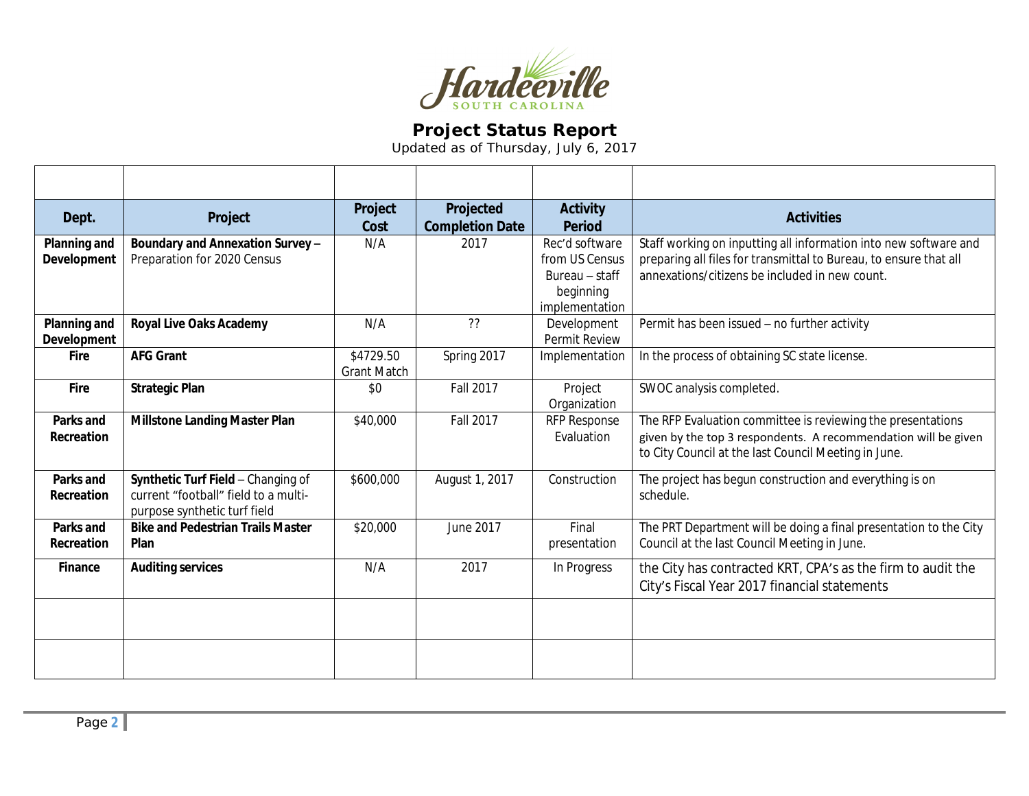Hardeeville
SOUTH CAROLINA

# Project Status Report

Updated as of Thursday, July 6, 2017

| | | | | | |
|---|---|---|---|---|---|
| **Dept.** | **Project** | **Project Cost** | **Projected Completion Date** | **Activity Period** | **Activities** |
| **Planning and Development** | **Boundary and Annexation Survey –** Preparation for 2020 Census | N/A | 2017 | Rec'd software from US Census Bureau – staff beginning implementation | Staff working on inputting all information into new software and preparing all files for transmittal to Bureau, to ensure that all annexations/citizens be included in new count. |
| **Planning and Development** | **Royal Live Oaks Academy** | N/A | ?? | Development Permit Review | Permit has been issued – no further activity |
| **Fire** | **AFG Grant** | $4729.50 Grant Match | Spring 2017 | Implementation | In the process of obtaining SC state license. |
| **Fire** | **Strategic Plan** | $0 | Fall 2017 | Project Organization | SWOC analysis completed. |
| **Parks and Recreation** | **Millstone Landing Master Plan** | $40,000 | Fall 2017 | RFP Response Evaluation | The RFP Evaluation committee is reviewing the presentations given by the top 3 respondents. A recommendation will be given to City Council at the last Council Meeting in June. |
| **Parks and Recreation** | **Synthetic Turf Field** – Changing of current "football" field to a multi-purpose synthetic turf field | $600,000 | August 1, 2017 | Construction | The project has begun construction and everything is on schedule. |
| **Parks and Recreation** | **Bike and Pedestrian Trails Master Plan** | $20,000 | June 2017 | Final presentation | The PRT Department will be doing a final presentation to the City Council at the last Council Meeting in June. |
| **Finance** | **Auditing services** | N/A | 2017 | In Progress | the City has contracted KRT, CPA's as the firm to audit the City's Fiscal Year 2017 financial statements |
| | | | | | |
| | | | | | |